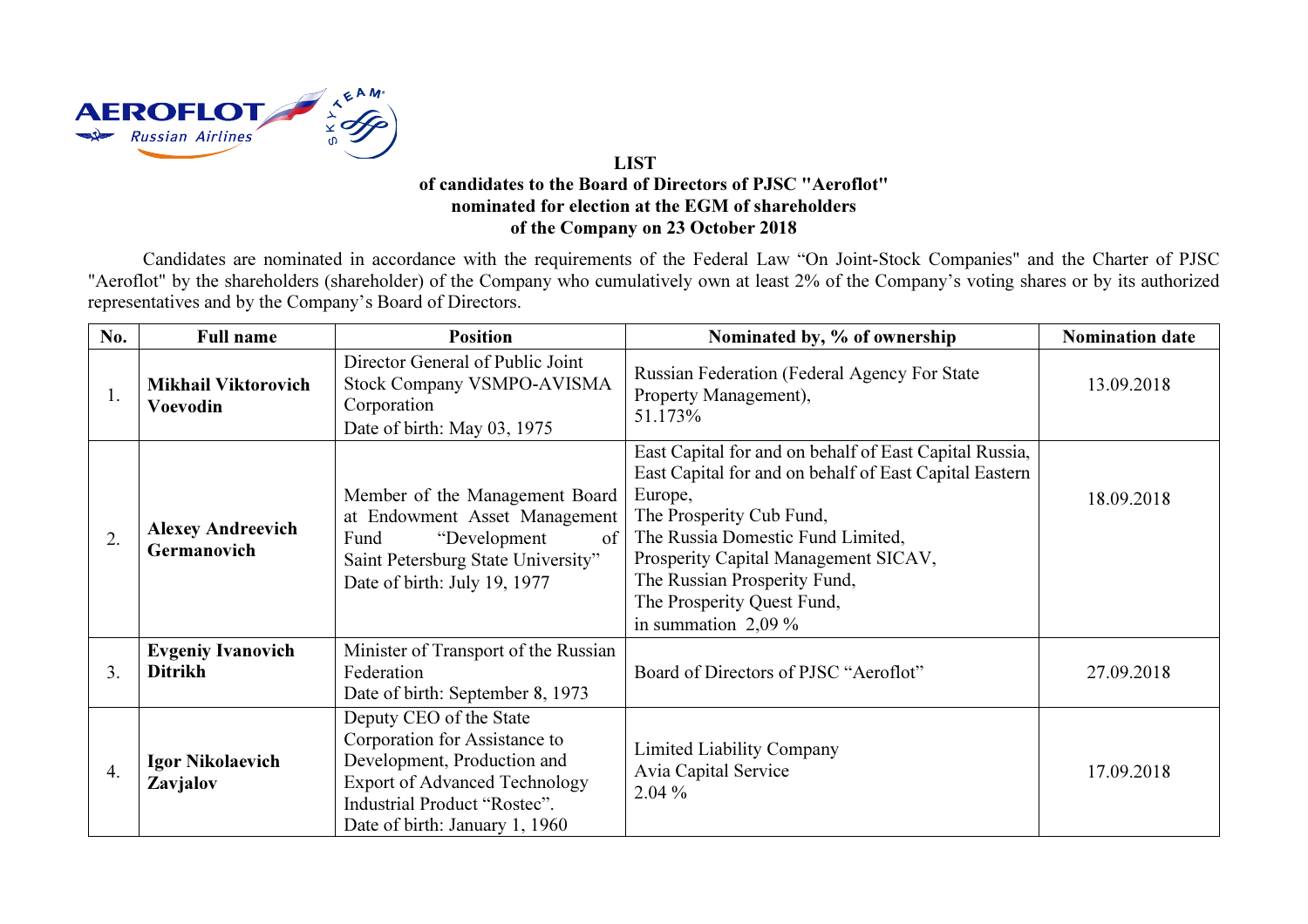**LIST**
**of candidates to the Board of Directors of PJSC "Aeroflot"**
**nominated for election at the EGM of shareholders**
**of the Company on 23 October 2018**

Candidates are nominated in accordance with the requirements of the Federal Law "On Joint-Stock Companies" and the Charter of PJSC "Aeroflot" by the shareholders (shareholder) of the Company who cumulatively own at least 2% of the Company's voting shares or by its authorized representatives and by the Company's Board of Directors.

| No. | Full name | Position | Nominated by, % of ownership | Nomination date |
|---|---|---|---|---|
| 1. | **Mikhail Viktorovich Voevodin** | Director General of Public Joint Stock Company VSMPO-AVISMA Corporation<br>Date of birth: May 03, 1975 | Russian Federation (Federal Agency For State Property Management),<br>51.173% | 13.09.2018 |
| 2. | **Alexey Andreevich Germanovich** | Member of the Management Board at Endowment Asset Management Fund "Development of Saint Petersburg State University"<br>Date of birth: July 19, 1977 | East Capital for and on behalf of East Capital Russia,<br>East Capital for and on behalf of East Capital Eastern Europe,<br>The Prosperity Cub Fund,<br>The Russia Domestic Fund Limited,<br>Prosperity Capital Management SICAV,<br>The Russian Prosperity Fund,<br>The Prosperity Quest Fund,<br>in summation 2,09 % | 18.09.2018 |
| 3. | **Evgeniy Ivanovich Ditrikh** | Minister of Transport of the Russian Federation<br>Date of birth: September 8, 1973 | Board of Directors of PJSC "Aeroflot" | 27.09.2018 |
| 4. | **Igor Nikolaevich Zavjalov** | Deputy CEO of the State Corporation for Assistance to Development, Production and Export of Advanced Technology Industrial Product "Rostec".<br>Date of birth: January 1, 1960 | Limited Liability Company<br>Avia Capital Service<br>2.04 % | 17.09.2018 |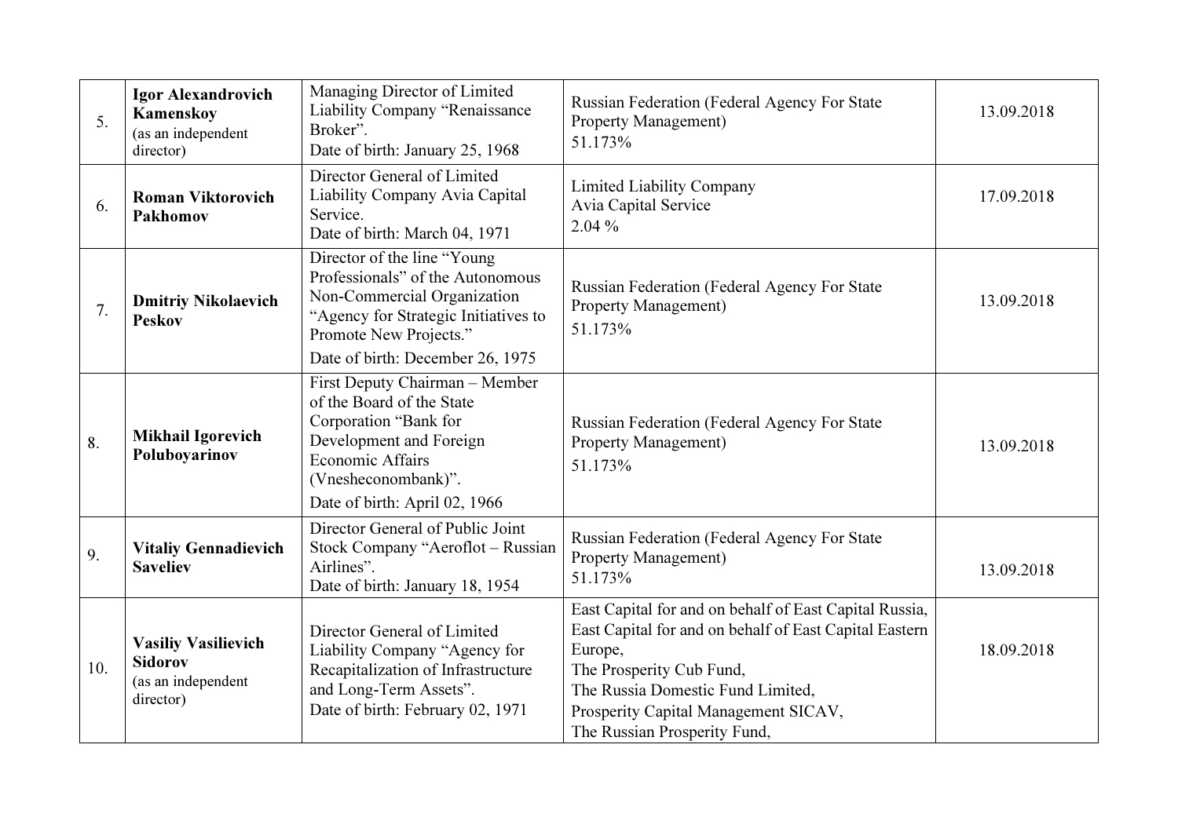| | | | | |
|---|---|---|---|---|
| 5. | **Igor Alexandrovich Kamenskoy** (as an independent director) | Managing Director of Limited Liability Company "Renaissance Broker". Date of birth: January 25, 1968 | Russian Federation (Federal Agency For State Property Management) 51.173% | 13.09.2018 |
| 6. | **Roman Viktorovich Pakhomov** | Director General of Limited Liability Company Avia Capital Service. Date of birth: March 04, 1971 | Limited Liability Company Avia Capital Service 2.04 % | 17.09.2018 |
| 7. | **Dmitriy Nikolaevich Peskov** | Director of the line "Young Professionals" of the Autonomous Non-Commercial Organization "Agency for Strategic Initiatives to Promote New Projects." Date of birth: December 26, 1975 | Russian Federation (Federal Agency For State Property Management) 51.173% | 13.09.2018 |
| 8. | **Mikhail Igorevich Poluboyarinov** | First Deputy Chairman – Member of the Board of the State Corporation "Bank for Development and Foreign Economic Affairs (Vnesheconombank)". Date of birth: April 02, 1966 | Russian Federation (Federal Agency For State Property Management) 51.173% | 13.09.2018 |
| 9. | **Vitaliy Gennadievich Saveliev** | Director General of Public Joint Stock Company "Aeroflot – Russian Airlines". Date of birth: January 18, 1954 | Russian Federation (Federal Agency For State Property Management) 51.173% | 13.09.2018 |
| 10. | **Vasiliy Vasilievich Sidorov** (as an independent director) | Director General of Limited Liability Company "Agency for Recapitalization of Infrastructure and Long-Term Assets". Date of birth: February 02, 1971 | East Capital for and on behalf of East Capital Russia, East Capital for and on behalf of East Capital Eastern Europe, The Prosperity Cub Fund, The Russia Domestic Fund Limited, Prosperity Capital Management SICAV, The Russian Prosperity Fund, | 18.09.2018 |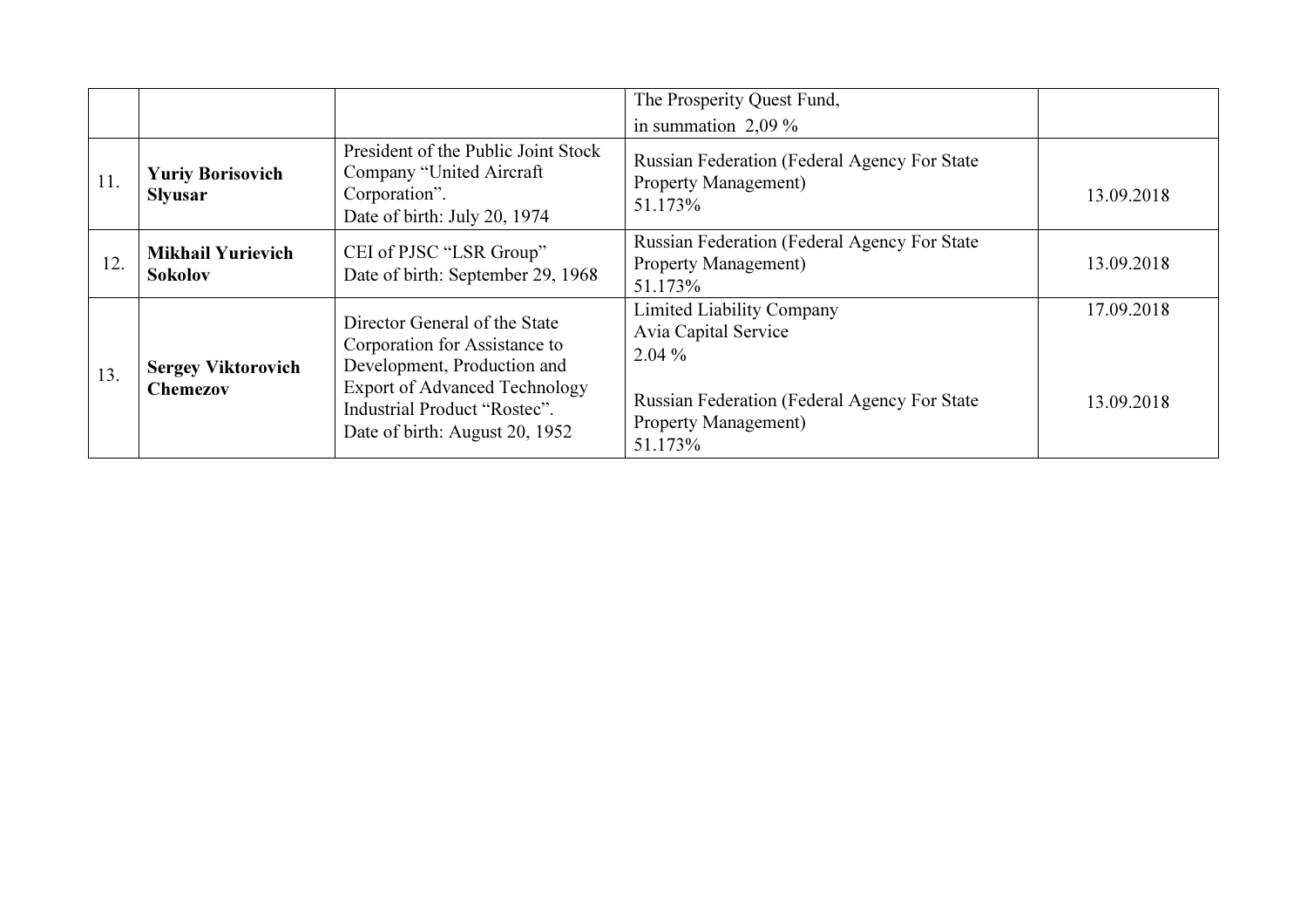| | | | | |
|---|---|---|---|---|
| | | | The Prosperity Quest Fund,<br>in summation 2,09 % | |
| 11. | **Yuriy Borisovich Slyusar** | President of the Public Joint Stock Company "United Aircraft Corporation".<br>Date of birth: July 20, 1974 | Russian Federation (Federal Agency For State Property Management)<br>51.173% | 13.09.2018 |
| 12. | **Mikhail Yurievich Sokolov** | CEI of PJSC "LSR Group"<br>Date of birth: September 29, 1968 | Russian Federation (Federal Agency For State Property Management)<br>51.173% | 13.09.2018 |
| 13. | **Sergey Viktorovich Chemezov** | Director General of the State Corporation for Assistance to Development, Production and Export of Advanced Technology Industrial Product "Rostec".<br>Date of birth: August 20, 1952 | Limited Liability Company<br>Avia Capital Service<br>2.04 %<br><br>Russian Federation (Federal Agency For State Property Management)<br>51.173% | 17.09.2018<br><br>13.09.2018 |